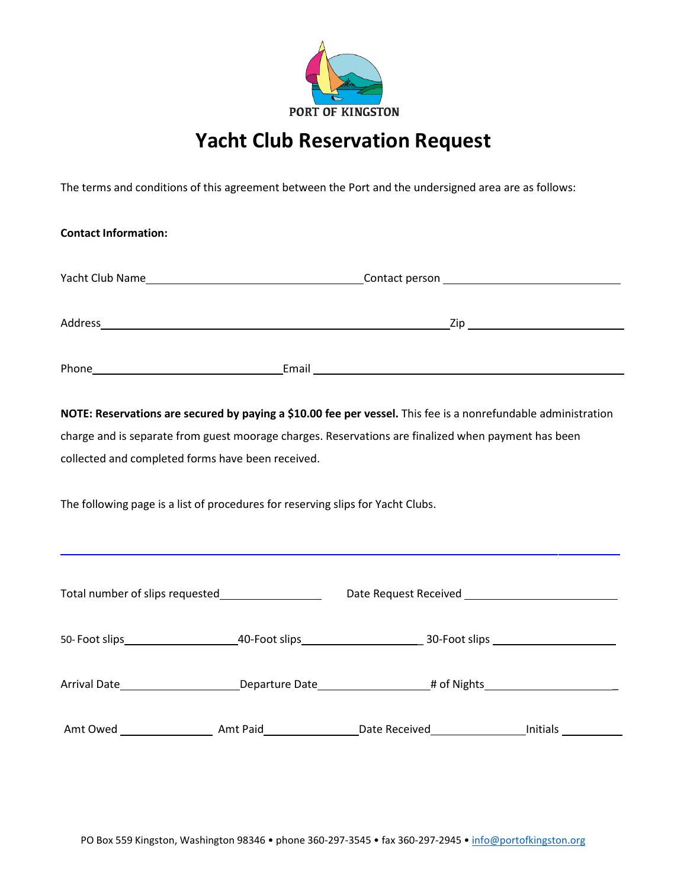PORT OF KINGSTON

# Yacht Club Reservation Request

The terms and conditions of this agreement between the Port and the undersigned area are as follows:

**Contact Information:**

Yacht Club Name_______________________________ Contact person _________________________

Address_____________________________________________________ Zip ______________________

Phone___________________________ Email ________________________________________________

**NOTE: Reservations are secured by paying a $10.00 fee per vessel.** This fee is a nonrefundable administration charge and is separate from guest moorage charges. Reservations are finalized when payment has been collected and completed forms have been received.

The following page is a list of procedures for reserving slips for Yacht Clubs.

---

Total number of slips requested_______________ Date Request Received ______________________

50- Foot slips_________________ 40-Foot slips__________________ 30-Foot slips ___________________

Arrival Date_________________ Departure Date________________ # of Nights____________________

Amt Owed ______________ Amt Paid______________ Date Received______________ Initials _________

PO Box 559 Kingston, Washington 98346 • phone 360-297-3545 • fax 360-297-2945 • info@portofkingston.org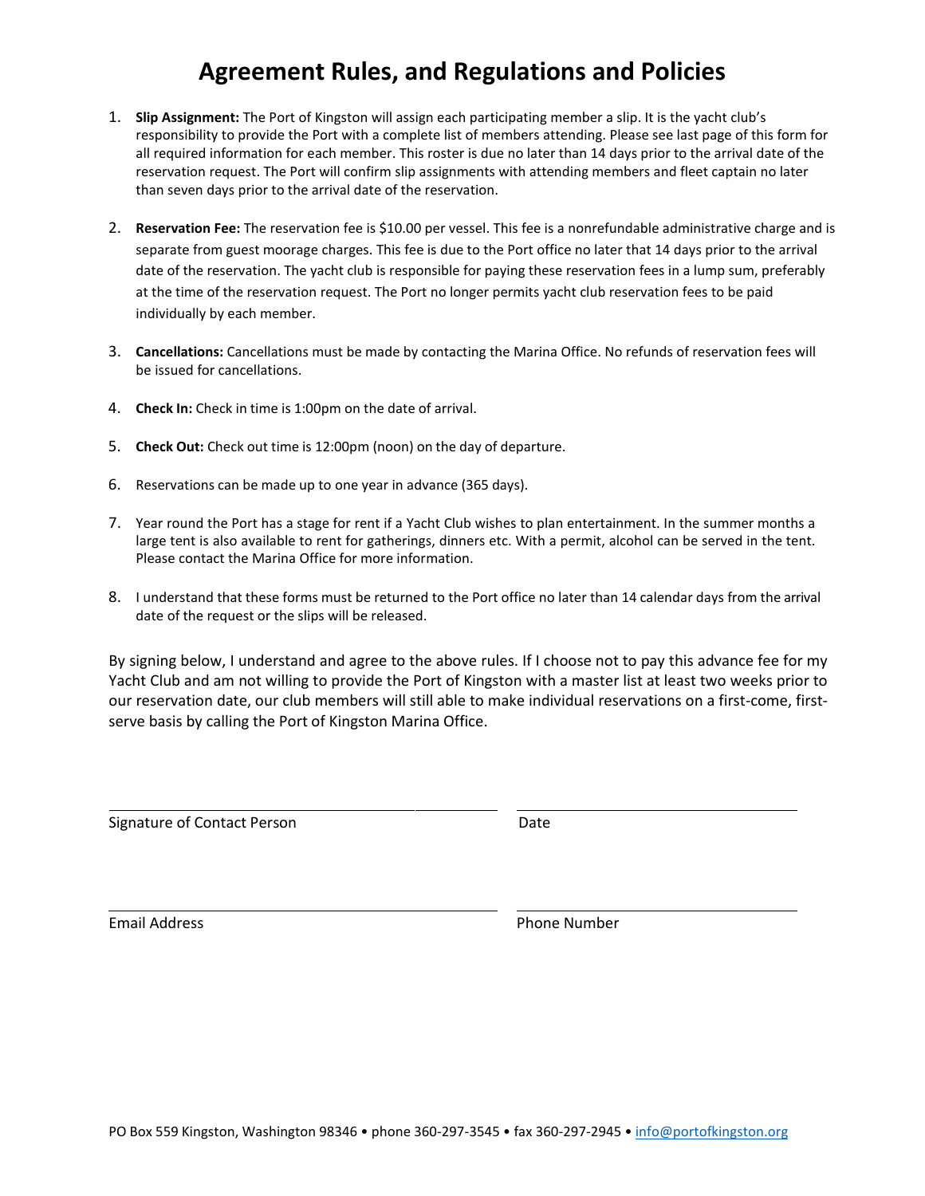# Agreement Rules, and Regulations and Policies

1. **Slip Assignment:** The Port of Kingston will assign each participating member a slip. It is the yacht club's responsibility to provide the Port with a complete list of members attending. Please see last page of this form for all required information for each member. This roster is due no later than 14 days prior to the arrival date of the reservation request. The Port will confirm slip assignments with attending members and fleet captain no later than seven days prior to the arrival date of the reservation.

2. **Reservation Fee:** The reservation fee is $10.00 per vessel. This fee is a nonrefundable administrative charge and is separate from guest moorage charges. This fee is due to the Port office no later that 14 days prior to the arrival date of the reservation. The yacht club is responsible for paying these reservation fees in a lump sum, preferably at the time of the reservation request. The Port no longer permits yacht club reservation fees to be paid individually by each member.

3. **Cancellations:** Cancellations must be made by contacting the Marina Office. No refunds of reservation fees will be issued for cancellations.

4. **Check In:** Check in time is 1:00pm on the date of arrival.

5. **Check Out:** Check out time is 12:00pm (noon) on the day of departure.

6. Reservations can be made up to one year in advance (365 days).

7. Year round the Port has a stage for rent if a Yacht Club wishes to plan entertainment. In the summer months a large tent is also available to rent for gatherings, dinners etc. With a permit, alcohol can be served in the tent. Please contact the Marina Office for more information.

8. I understand that these forms must be returned to the Port office no later than 14 calendar days from the arrival date of the request or the slips will be released.

By signing below, I understand and agree to the above rules. If I choose not to pay this advance fee for my Yacht Club and am not willing to provide the Port of Kingston with a master list at least two weeks prior to our reservation date, our club members will still able to make individual reservations on a first-come, first-serve basis by calling the Port of Kingston Marina Office.

______________________________ ______________________________

Signature of Contact Person Date

______________________________ ______________________________

Email Address Phone Number

PO Box 559 Kingston, Washington 98346 • phone 360-297-3545 • fax 360-297-2945 • info@portofkingston.org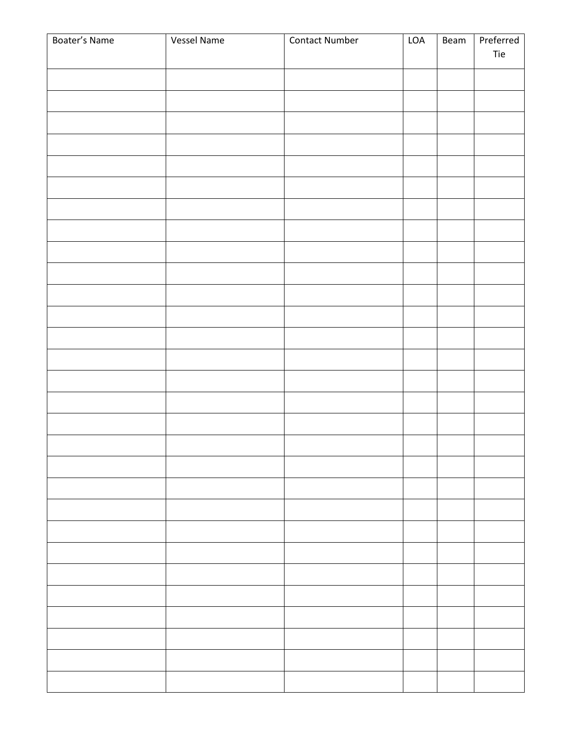| Boater's Name | Vessel Name | Contact Number | LOA | Beam | Preferred Tie |
|---|---|---|---|---|---|
| | | | | | |
| | | | | | |
| | | | | | |
| | | | | | |
| | | | | | |
| | | | | | |
| | | | | | |
| | | | | | |
| | | | | | |
| | | | | | |
| | | | | | |
| | | | | | |
| | | | | | |
| | | | | | |
| | | | | | |
| | | | | | |
| | | | | | |
| | | | | | |
| | | | | | |
| | | | | | |
| | | | | | |
| | | | | | |
| | | | | | |
| | | | | | |
| | | | | | |
| | | | | | |
| | | | | | |
| | | | | | |
| | | | | | |